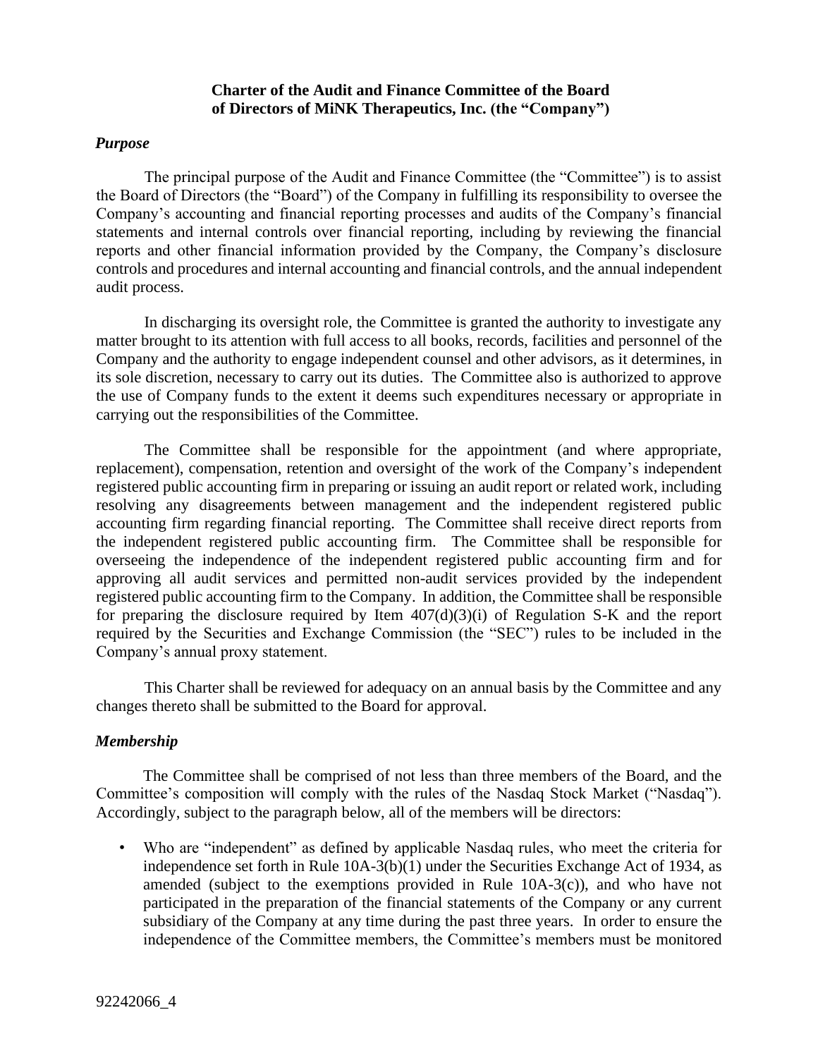# Charter of the Audit and Finance Committee of the Board of Directors of MiNK Therapeutics, Inc. (the "Company")

***Purpose***

The principal purpose of the Audit and Finance Committee (the "Committee") is to assist the Board of Directors (the "Board") of the Company in fulfilling its responsibility to oversee the Company's accounting and financial reporting processes and audits of the Company's financial statements and internal controls over financial reporting, including by reviewing the financial reports and other financial information provided by the Company, the Company's disclosure controls and procedures and internal accounting and financial controls, and the annual independent audit process.

In discharging its oversight role, the Committee is granted the authority to investigate any matter brought to its attention with full access to all books, records, facilities and personnel of the Company and the authority to engage independent counsel and other advisors, as it determines, in its sole discretion, necessary to carry out its duties. The Committee also is authorized to approve the use of Company funds to the extent it deems such expenditures necessary or appropriate in carrying out the responsibilities of the Committee.

The Committee shall be responsible for the appointment (and where appropriate, replacement), compensation, retention and oversight of the work of the Company's independent registered public accounting firm in preparing or issuing an audit report or related work, including resolving any disagreements between management and the independent registered public accounting firm regarding financial reporting. The Committee shall receive direct reports from the independent registered public accounting firm. The Committee shall be responsible for overseeing the independence of the independent registered public accounting firm and for approving all audit services and permitted non-audit services provided by the independent registered public accounting firm to the Company. In addition, the Committee shall be responsible for preparing the disclosure required by Item 407(d)(3)(i) of Regulation S-K and the report required by the Securities and Exchange Commission (the "SEC") rules to be included in the Company's annual proxy statement.

This Charter shall be reviewed for adequacy on an annual basis by the Committee and any changes thereto shall be submitted to the Board for approval.

***Membership***

The Committee shall be comprised of not less than three members of the Board, and the Committee's composition will comply with the rules of the Nasdaq Stock Market ("Nasdaq"). Accordingly, subject to the paragraph below, all of the members will be directors:

- Who are "independent" as defined by applicable Nasdaq rules, who meet the criteria for independence set forth in Rule 10A-3(b)(1) under the Securities Exchange Act of 1934, as amended (subject to the exemptions provided in Rule 10A-3(c)), and who have not participated in the preparation of the financial statements of the Company or any current subsidiary of the Company at any time during the past three years. In order to ensure the independence of the Committee members, the Committee's members must be monitored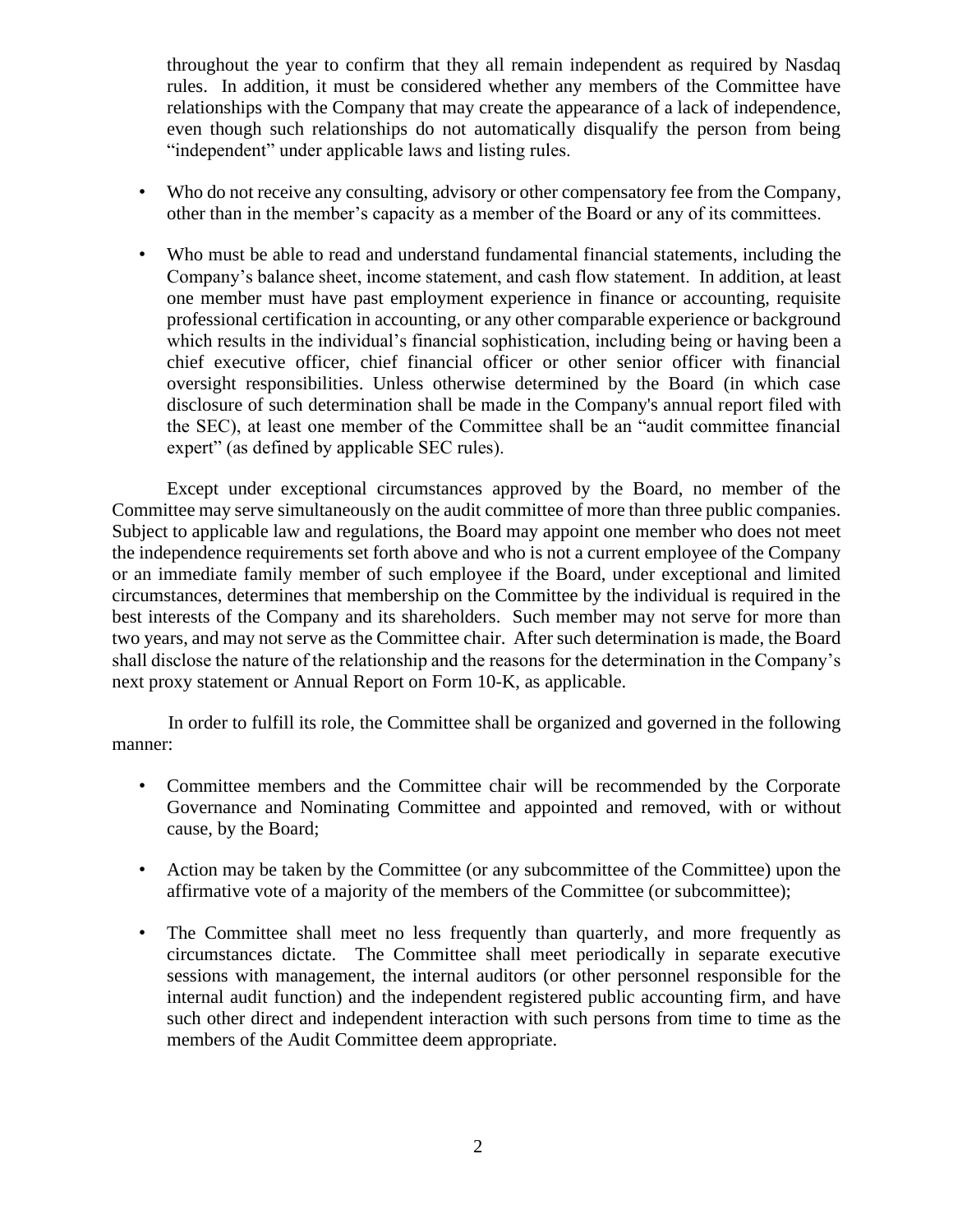throughout the year to confirm that they all remain independent as required by Nasdaq rules. In addition, it must be considered whether any members of the Committee have relationships with the Company that may create the appearance of a lack of independence, even though such relationships do not automatically disqualify the person from being "independent" under applicable laws and listing rules.

- Who do not receive any consulting, advisory or other compensatory fee from the Company, other than in the member's capacity as a member of the Board or any of its committees.
- Who must be able to read and understand fundamental financial statements, including the Company's balance sheet, income statement, and cash flow statement. In addition, at least one member must have past employment experience in finance or accounting, requisite professional certification in accounting, or any other comparable experience or background which results in the individual's financial sophistication, including being or having been a chief executive officer, chief financial officer or other senior officer with financial oversight responsibilities. Unless otherwise determined by the Board (in which case disclosure of such determination shall be made in the Company's annual report filed with the SEC), at least one member of the Committee shall be an "audit committee financial expert" (as defined by applicable SEC rules).

Except under exceptional circumstances approved by the Board, no member of the Committee may serve simultaneously on the audit committee of more than three public companies. Subject to applicable law and regulations, the Board may appoint one member who does not meet the independence requirements set forth above and who is not a current employee of the Company or an immediate family member of such employee if the Board, under exceptional and limited circumstances, determines that membership on the Committee by the individual is required in the best interests of the Company and its shareholders. Such member may not serve for more than two years, and may not serve as the Committee chair. After such determination is made, the Board shall disclose the nature of the relationship and the reasons for the determination in the Company's next proxy statement or Annual Report on Form 10-K, as applicable.

In order to fulfill its role, the Committee shall be organized and governed in the following manner:

- Committee members and the Committee chair will be recommended by the Corporate Governance and Nominating Committee and appointed and removed, with or without cause, by the Board;
- Action may be taken by the Committee (or any subcommittee of the Committee) upon the affirmative vote of a majority of the members of the Committee (or subcommittee);
- The Committee shall meet no less frequently than quarterly, and more frequently as circumstances dictate. The Committee shall meet periodically in separate executive sessions with management, the internal auditors (or other personnel responsible for the internal audit function) and the independent registered public accounting firm, and have such other direct and independent interaction with such persons from time to time as the members of the Audit Committee deem appropriate.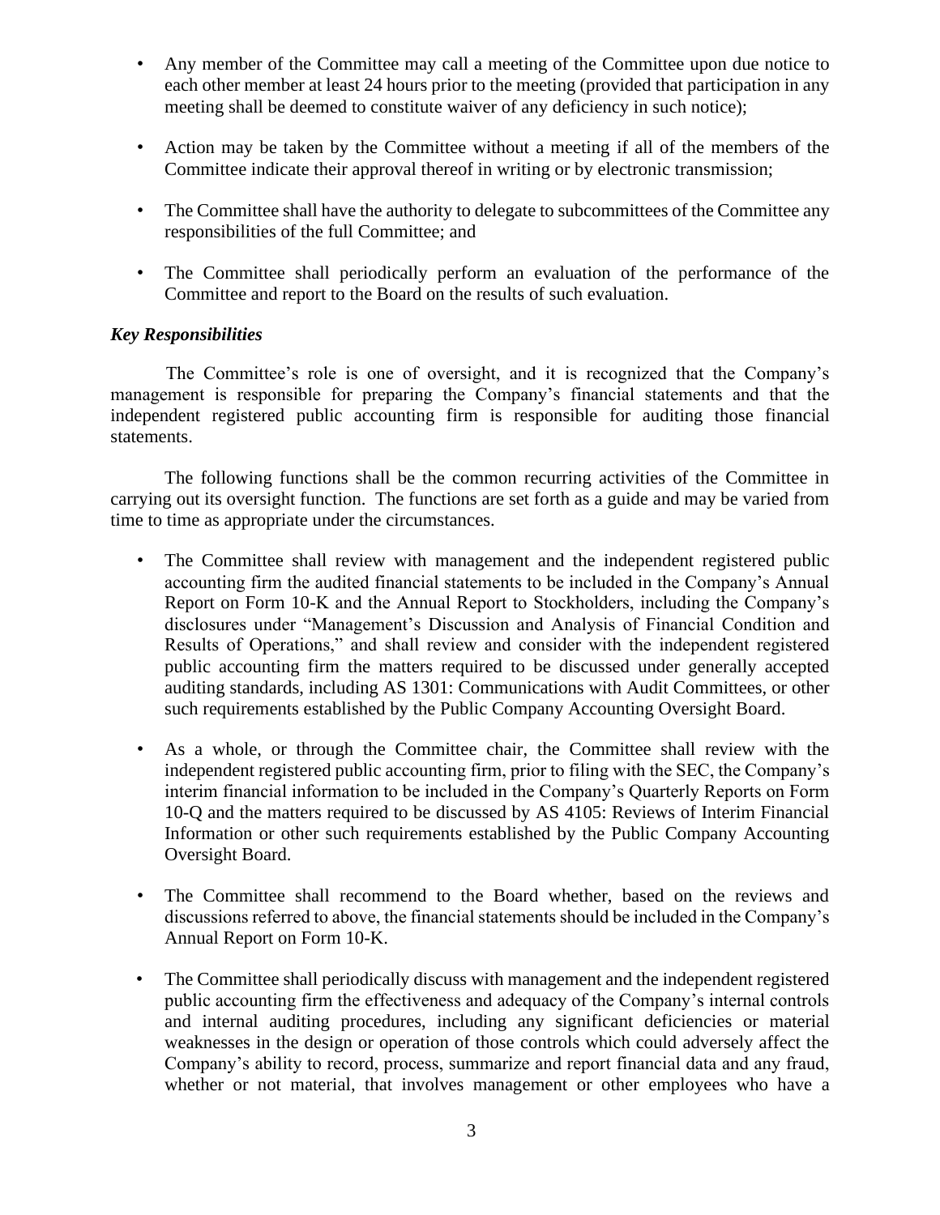- Any member of the Committee may call a meeting of the Committee upon due notice to each other member at least 24 hours prior to the meeting (provided that participation in any meeting shall be deemed to constitute waiver of any deficiency in such notice);

- Action may be taken by the Committee without a meeting if all of the members of the Committee indicate their approval thereof in writing or by electronic transmission;

- The Committee shall have the authority to delegate to subcommittees of the Committee any responsibilities of the full Committee; and

- The Committee shall periodically perform an evaluation of the performance of the Committee and report to the Board on the results of such evaluation.

***Key Responsibilities***

The Committee's role is one of oversight, and it is recognized that the Company's management is responsible for preparing the Company's financial statements and that the independent registered public accounting firm is responsible for auditing those financial statements.

The following functions shall be the common recurring activities of the Committee in carrying out its oversight function. The functions are set forth as a guide and may be varied from time to time as appropriate under the circumstances.

- The Committee shall review with management and the independent registered public accounting firm the audited financial statements to be included in the Company's Annual Report on Form 10-K and the Annual Report to Stockholders, including the Company's disclosures under "Management's Discussion and Analysis of Financial Condition and Results of Operations," and shall review and consider with the independent registered public accounting firm the matters required to be discussed under generally accepted auditing standards, including AS 1301: Communications with Audit Committees, or other such requirements established by the Public Company Accounting Oversight Board.

- As a whole, or through the Committee chair, the Committee shall review with the independent registered public accounting firm, prior to filing with the SEC, the Company's interim financial information to be included in the Company's Quarterly Reports on Form 10-Q and the matters required to be discussed by AS 4105: Reviews of Interim Financial Information or other such requirements established by the Public Company Accounting Oversight Board.

- The Committee shall recommend to the Board whether, based on the reviews and discussions referred to above, the financial statements should be included in the Company's Annual Report on Form 10-K.

- The Committee shall periodically discuss with management and the independent registered public accounting firm the effectiveness and adequacy of the Company's internal controls and internal auditing procedures, including any significant deficiencies or material weaknesses in the design or operation of those controls which could adversely affect the Company's ability to record, process, summarize and report financial data and any fraud, whether or not material, that involves management or other employees who have a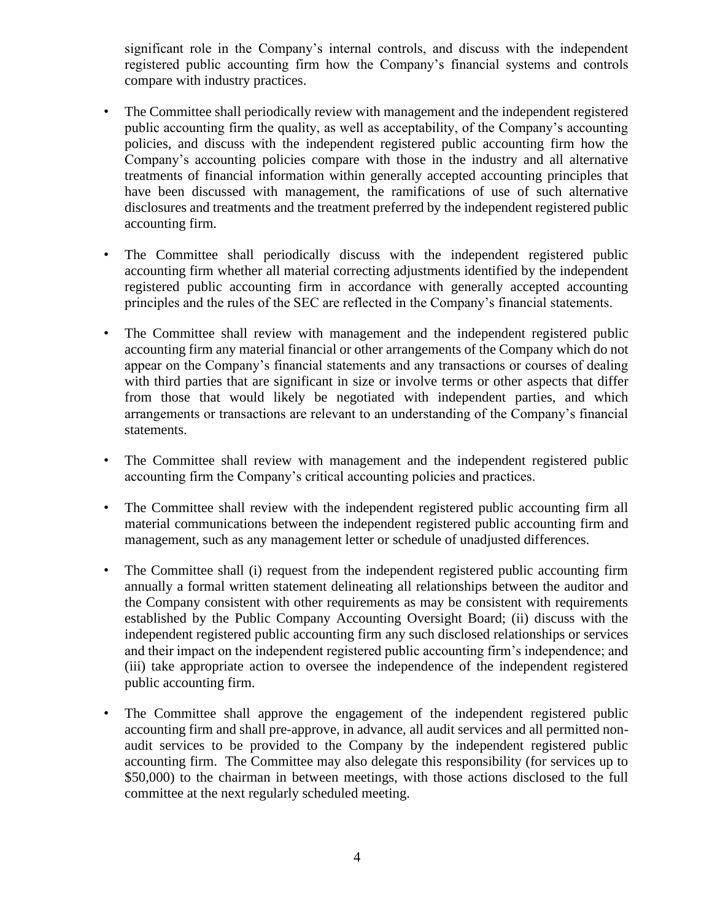significant role in the Company's internal controls, and discuss with the independent registered public accounting firm how the Company's financial systems and controls compare with industry practices.

- The Committee shall periodically review with management and the independent registered public accounting firm the quality, as well as acceptability, of the Company's accounting policies, and discuss with the independent registered public accounting firm how the Company's accounting policies compare with those in the industry and all alternative treatments of financial information within generally accepted accounting principles that have been discussed with management, the ramifications of use of such alternative disclosures and treatments and the treatment preferred by the independent registered public accounting firm.

- The Committee shall periodically discuss with the independent registered public accounting firm whether all material correcting adjustments identified by the independent registered public accounting firm in accordance with generally accepted accounting principles and the rules of the SEC are reflected in the Company's financial statements.

- The Committee shall review with management and the independent registered public accounting firm any material financial or other arrangements of the Company which do not appear on the Company's financial statements and any transactions or courses of dealing with third parties that are significant in size or involve terms or other aspects that differ from those that would likely be negotiated with independent parties, and which arrangements or transactions are relevant to an understanding of the Company's financial statements.

- The Committee shall review with management and the independent registered public accounting firm the Company's critical accounting policies and practices.

- The Committee shall review with the independent registered public accounting firm all material communications between the independent registered public accounting firm and management, such as any management letter or schedule of unadjusted differences.

- The Committee shall (i) request from the independent registered public accounting firm annually a formal written statement delineating all relationships between the auditor and the Company consistent with other requirements as may be consistent with requirements established by the Public Company Accounting Oversight Board; (ii) discuss with the independent registered public accounting firm any such disclosed relationships or services and their impact on the independent registered public accounting firm's independence; and (iii) take appropriate action to oversee the independence of the independent registered public accounting firm.

- The Committee shall approve the engagement of the independent registered public accounting firm and shall pre-approve, in advance, all audit services and all permitted non-audit services to be provided to the Company by the independent registered public accounting firm. The Committee may also delegate this responsibility (for services up to $50,000) to the chairman in between meetings, with those actions disclosed to the full committee at the next regularly scheduled meeting.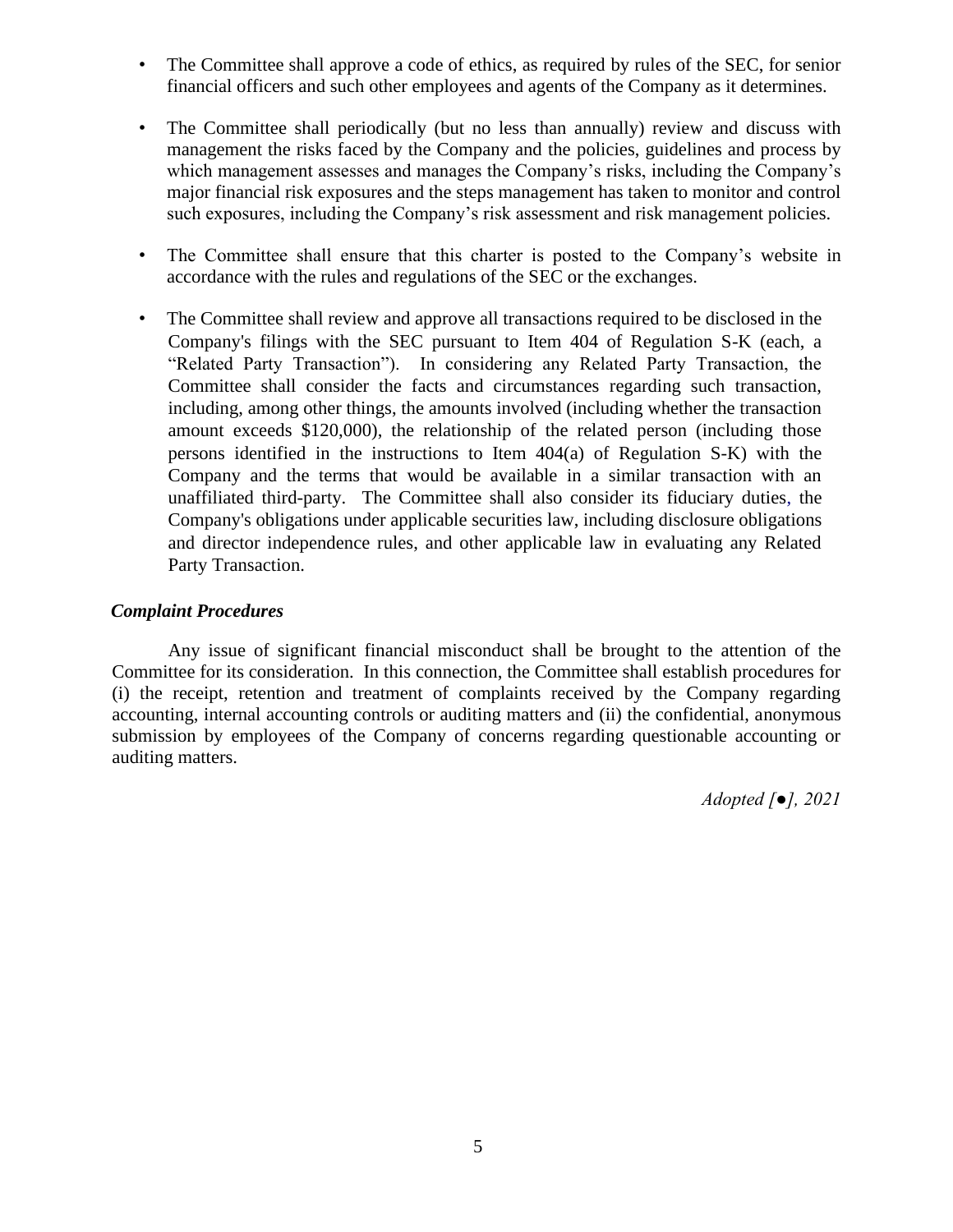- The Committee shall approve a code of ethics, as required by rules of the SEC, for senior financial officers and such other employees and agents of the Company as it determines.

- The Committee shall periodically (but no less than annually) review and discuss with management the risks faced by the Company and the policies, guidelines and process by which management assesses and manages the Company's risks, including the Company's major financial risk exposures and the steps management has taken to monitor and control such exposures, including the Company's risk assessment and risk management policies.

- The Committee shall ensure that this charter is posted to the Company's website in accordance with the rules and regulations of the SEC or the exchanges.

- The Committee shall review and approve all transactions required to be disclosed in the Company's filings with the SEC pursuant to Item 404 of Regulation S-K (each, a "Related Party Transaction"). In considering any Related Party Transaction, the Committee shall consider the facts and circumstances regarding such transaction, including, among other things, the amounts involved (including whether the transaction amount exceeds $120,000), the relationship of the related person (including those persons identified in the instructions to Item 404(a) of Regulation S-K) with the Company and the terms that would be available in a similar transaction with an unaffiliated third-party. The Committee shall also consider its fiduciary duties, the Company's obligations under applicable securities law, including disclosure obligations and director independence rules, and other applicable law in evaluating any Related Party Transaction.

***Complaint Procedures***

Any issue of significant financial misconduct shall be brought to the attention of the Committee for its consideration. In this connection, the Committee shall establish procedures for (i) the receipt, retention and treatment of complaints received by the Company regarding accounting, internal accounting controls or auditing matters and (ii) the confidential, anonymous submission by employees of the Company of concerns regarding questionable accounting or auditing matters.

*Adopted [●], 2021*